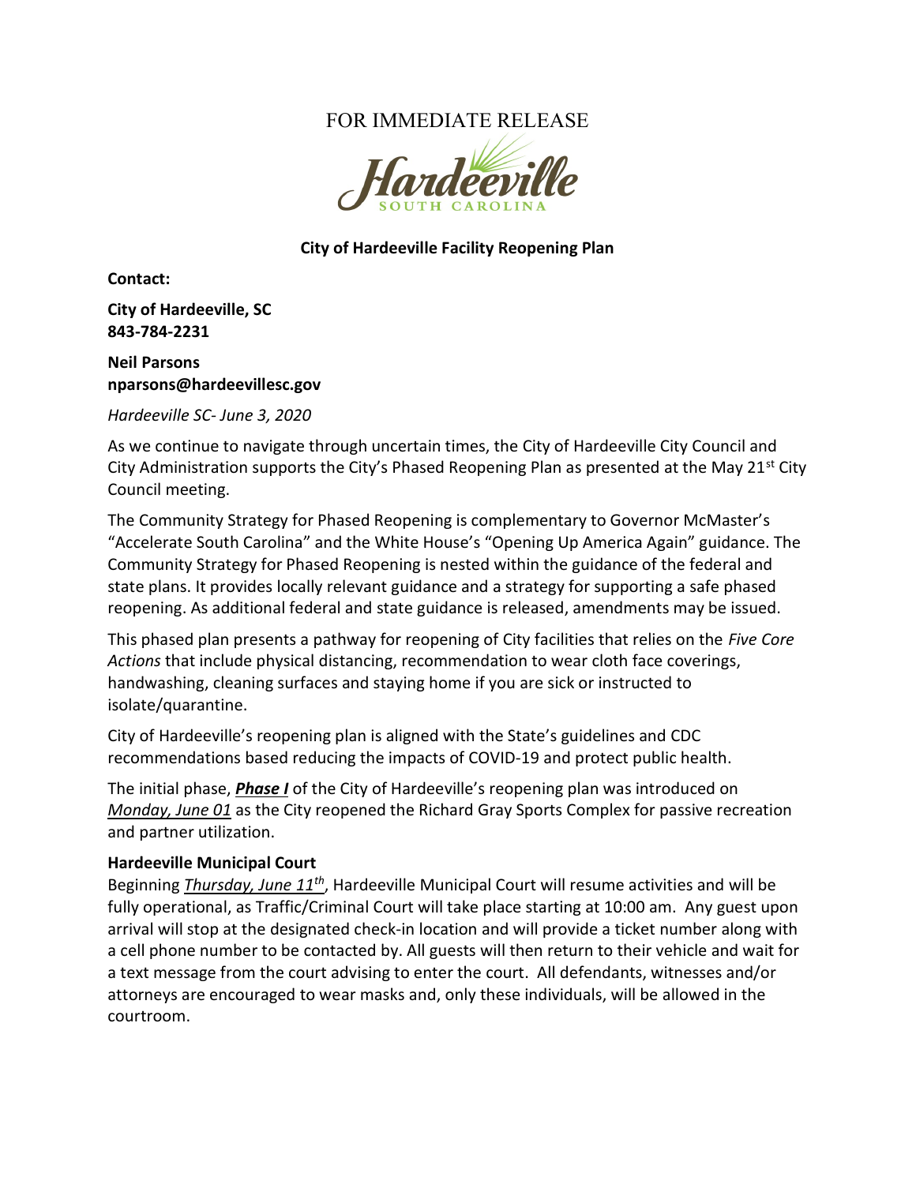FOR IMMEDIATE RELEASE

Hardeeville
SOUTH CAROLINA

**City of Hardeeville Facility Reopening Plan**

**Contact:**

**City of Hardeeville, SC**
**843-784-2231**

**Neil Parsons**
**nparsons@hardeevillesc.gov**

*Hardeeville SC- June 3, 2020*

As we continue to navigate through uncertain times, the City of Hardeeville City Council and City Administration supports the City's Phased Reopening Plan as presented at the May 21st City Council meeting.

The Community Strategy for Phased Reopening is complementary to Governor McMaster's "Accelerate South Carolina" and the White House's "Opening Up America Again" guidance. The Community Strategy for Phased Reopening is nested within the guidance of the federal and state plans. It provides locally relevant guidance and a strategy for supporting a safe phased reopening. As additional federal and state guidance is released, amendments may be issued.

This phased plan presents a pathway for reopening of City facilities that relies on the *Five Core Actions* that include physical distancing, recommendation to wear cloth face coverings, handwashing, cleaning surfaces and staying home if you are sick or instructed to isolate/quarantine.

City of Hardeeville's reopening plan is aligned with the State's guidelines and CDC recommendations based reducing the impacts of COVID-19 and protect public health.

The initial phase, ***Phase I*** of the City of Hardeeville's reopening plan was introduced on *Monday, June 01* as the City reopened the Richard Gray Sports Complex for passive recreation and partner utilization.

**Hardeeville Municipal Court**

Beginning *Thursday, June 11th*, Hardeeville Municipal Court will resume activities and will be fully operational, as Traffic/Criminal Court will take place starting at 10:00 am. Any guest upon arrival will stop at the designated check-in location and will provide a ticket number along with a cell phone number to be contacted by. All guests will then return to their vehicle and wait for a text message from the court advising to enter the court. All defendants, witnesses and/or attorneys are encouraged to wear masks and, only these individuals, will be allowed in the courtroom.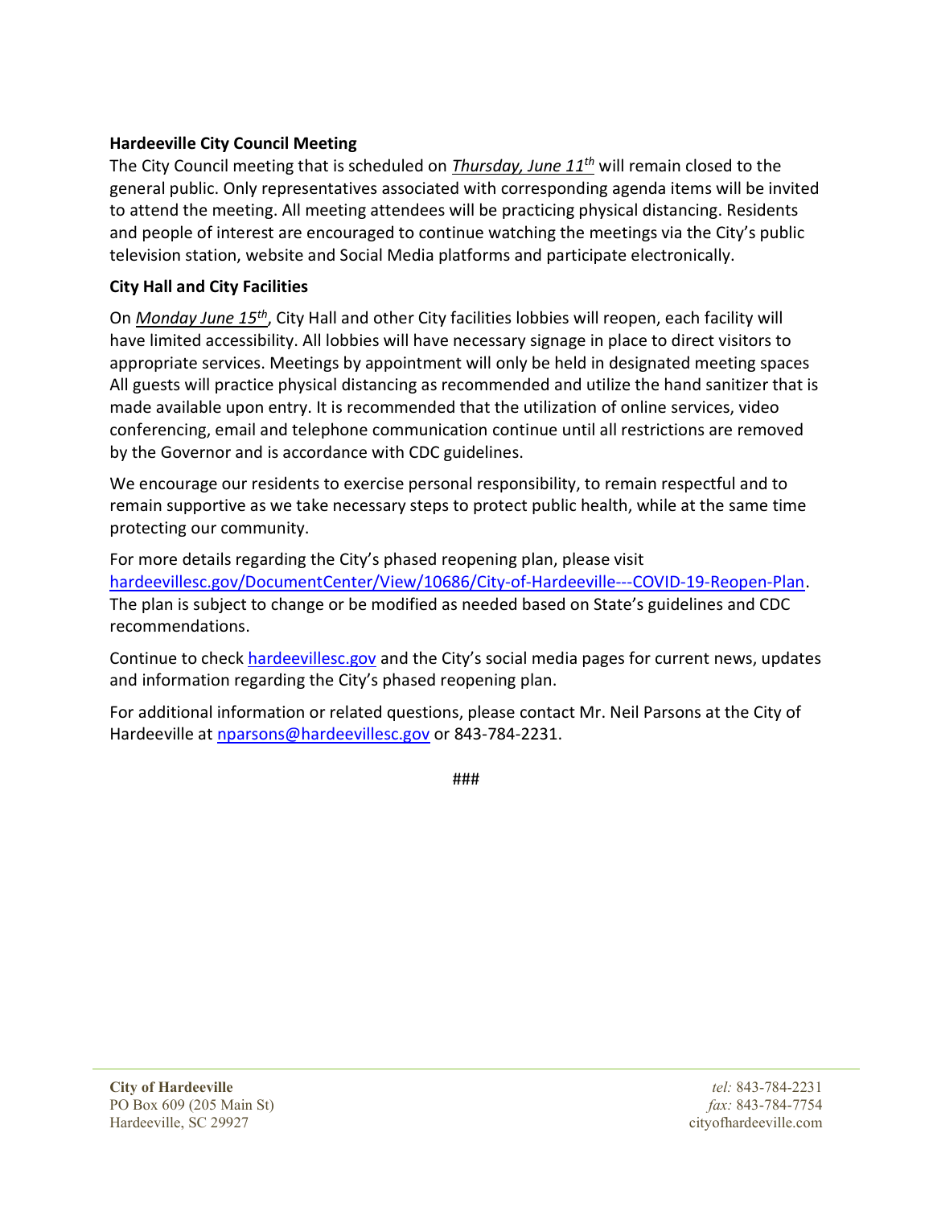**Hardeeville City Council Meeting**

The City Council meeting that is scheduled on ***Thursday, June 11th*** will remain closed to the general public. Only representatives associated with corresponding agenda items will be invited to attend the meeting. All meeting attendees will be practicing physical distancing. Residents and people of interest are encouraged to continue watching the meetings via the City's public television station, website and Social Media platforms and participate electronically.

**City Hall and City Facilities**

On *Monday June 15th*, City Hall and other City facilities lobbies will reopen, each facility will have limited accessibility. All lobbies will have necessary signage in place to direct visitors to appropriate services. Meetings by appointment will only be held in designated meeting spaces All guests will practice physical distancing as recommended and utilize the hand sanitizer that is made available upon entry. It is recommended that the utilization of online services, video conferencing, email and telephone communication continue until all restrictions are removed by the Governor and is accordance with CDC guidelines.

We encourage our residents to exercise personal responsibility, to remain respectful and to remain supportive as we take necessary steps to protect public health, while at the same time protecting our community.

For more details regarding the City's phased reopening plan, please visit [hardeevillesc.gov/DocumentCenter/View/10686/City-of-Hardeeville---COVID-19-Reopen-Plan](hardeevillesc.gov/DocumentCenter/View/10686/City-of-Hardeeville---COVID-19-Reopen-Plan). The plan is subject to change or be modified as needed based on State's guidelines and CDC recommendations.

Continue to check [hardeevillesc.gov](hardeevillesc.gov) and the City's social media pages for current news, updates and information regarding the City's phased reopening plan.

For additional information or related questions, please contact Mr. Neil Parsons at the City of Hardeeville at [nparsons@hardeevillesc.gov](mailto:nparsons@hardeevillesc.gov) or 843-784-2231.

###

**City of Hardeeville**
PO Box 609 (205 Main St)
Hardeeville, SC 29927

*tel:* 843-784-2231
*fax:* 843-784-7754
cityofhardeeville.com